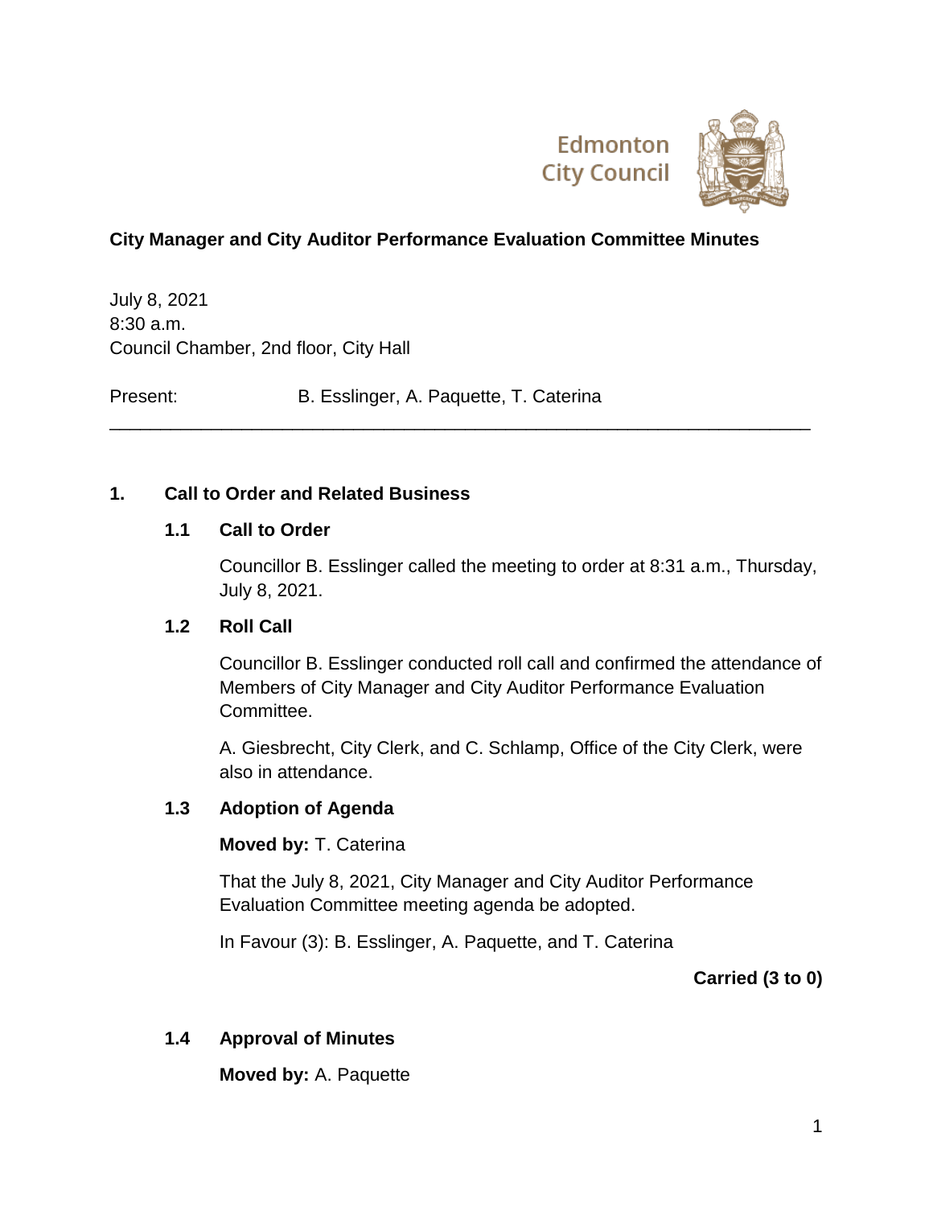Edmonton City Council

# City Manager and City Auditor Performance Evaluation Committee Minutes

July 8, 2021
8:30 a.m.
Council Chamber, 2nd floor, City Hall

Present: B. Esslinger, A. Paquette, T. Caterina

---

## 1. Call to Order and Related Business

### 1.1 Call to Order

Councillor B. Esslinger called the meeting to order at 8:31 a.m., Thursday, July 8, 2021.

### 1.2 Roll Call

Councillor B. Esslinger conducted roll call and confirmed the attendance of Members of City Manager and City Auditor Performance Evaluation Committee.

A. Giesbrecht, City Clerk, and C. Schlamp, Office of the City Clerk, were also in attendance.

### 1.3 Adoption of Agenda

**Moved by:** T. Caterina

That the July 8, 2021, City Manager and City Auditor Performance Evaluation Committee meeting agenda be adopted.

In Favour (3): B. Esslinger, A. Paquette, and T. Caterina

**Carried (3 to 0)**

### 1.4 Approval of Minutes

**Moved by:** A. Paquette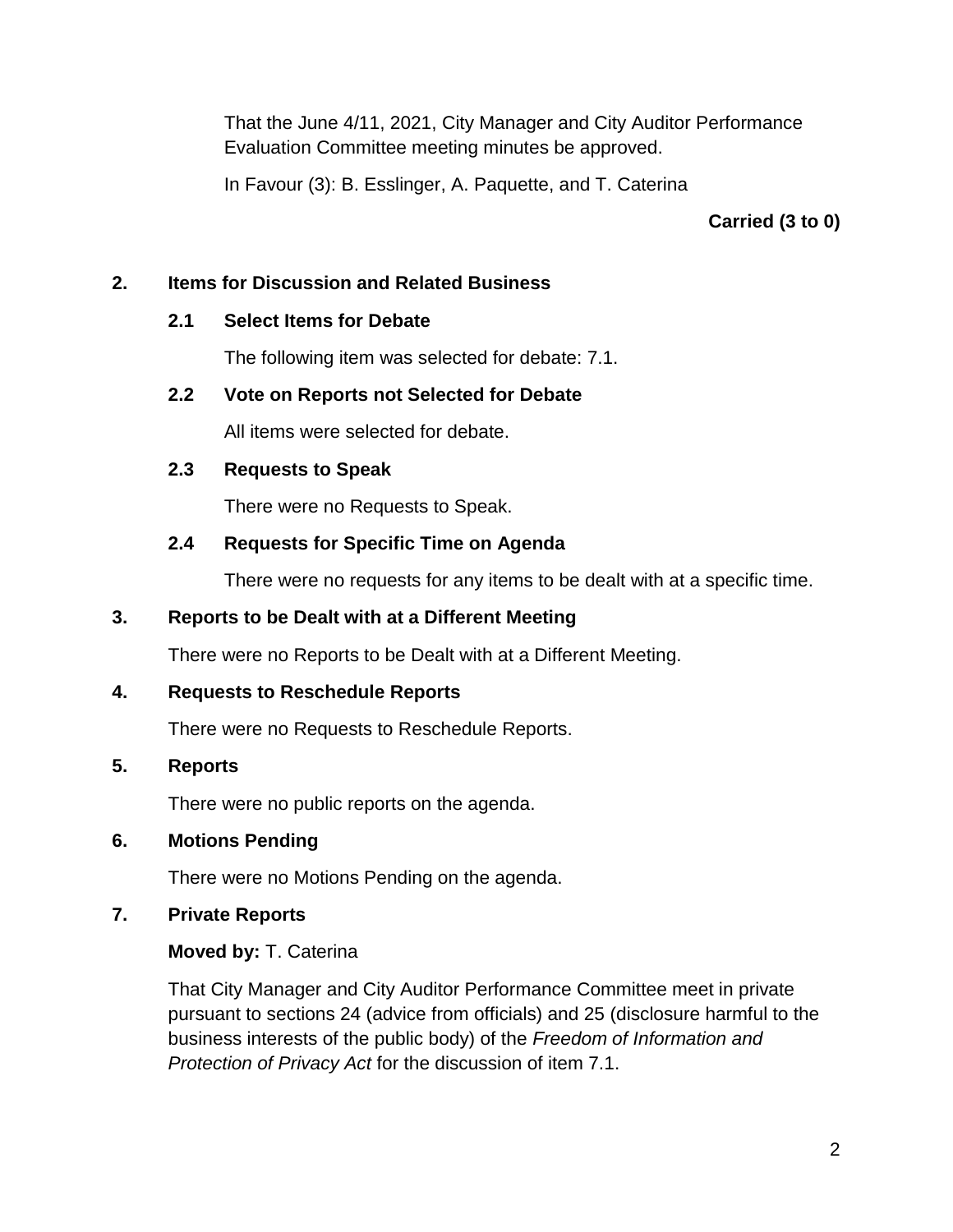That the June 4/11, 2021, City Manager and City Auditor Performance Evaluation Committee meeting minutes be approved.

In Favour (3): B. Esslinger, A. Paquette, and T. Caterina

**Carried (3 to 0)**

## 2. Items for Discussion and Related Business

### 2.1 Select Items for Debate

The following item was selected for debate: 7.1.

### 2.2 Vote on Reports not Selected for Debate

All items were selected for debate.

### 2.3 Requests to Speak

There were no Requests to Speak.

### 2.4 Requests for Specific Time on Agenda

There were no requests for any items to be dealt with at a specific time.

## 3. Reports to be Dealt with at a Different Meeting

There were no Reports to be Dealt with at a Different Meeting.

## 4. Requests to Reschedule Reports

There were no Requests to Reschedule Reports.

## 5. Reports

There were no public reports on the agenda.

## 6. Motions Pending

There were no Motions Pending on the agenda.

## 7. Private Reports

**Moved by:** T. Caterina

That City Manager and City Auditor Performance Committee meet in private pursuant to sections 24 (advice from officials) and 25 (disclosure harmful to the business interests of the public body) of the *Freedom of Information and Protection of Privacy Act* for the discussion of item 7.1.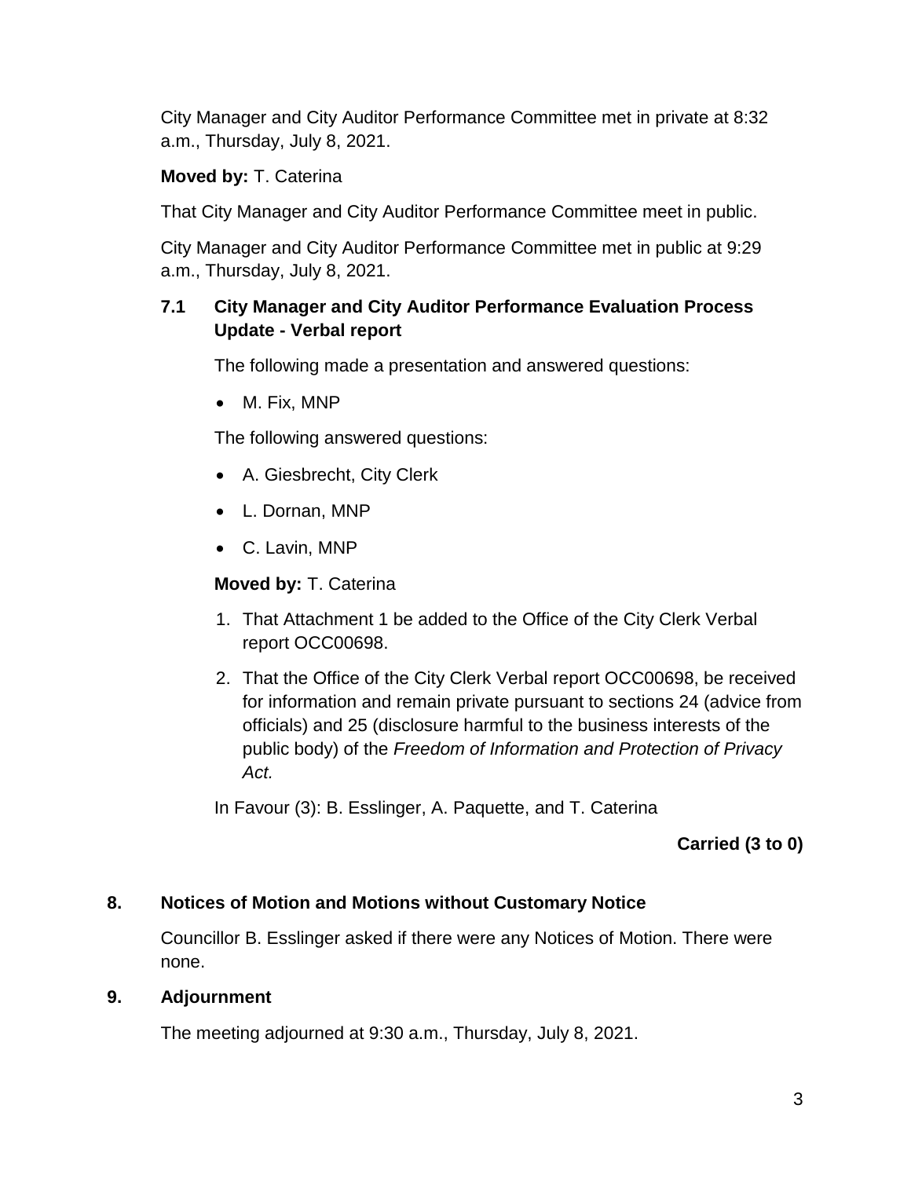City Manager and City Auditor Performance Committee met in private at 8:32 a.m., Thursday, July 8, 2021.

**Moved by:** T. Caterina

That City Manager and City Auditor Performance Committee meet in public.

City Manager and City Auditor Performance Committee met in public at 9:29 a.m., Thursday, July 8, 2021.

### 7.1 City Manager and City Auditor Performance Evaluation Process Update - Verbal report

The following made a presentation and answered questions:

- M. Fix, MNP

The following answered questions:

- A. Giesbrecht, City Clerk
- L. Dornan, MNP
- C. Lavin, MNP

**Moved by:** T. Caterina

1. That Attachment 1 be added to the Office of the City Clerk Verbal report OCC00698.
2. That the Office of the City Clerk Verbal report OCC00698, be received for information and remain private pursuant to sections 24 (advice from officials) and 25 (disclosure harmful to the business interests of the public body) of the *Freedom of Information and Protection of Privacy Act.*

In Favour (3): B. Esslinger, A. Paquette, and T. Caterina

**Carried (3 to 0)**

## 8. Notices of Motion and Motions without Customary Notice

Councillor B. Esslinger asked if there were any Notices of Motion. There were none.

## 9. Adjournment

The meeting adjourned at 9:30 a.m., Thursday, July 8, 2021.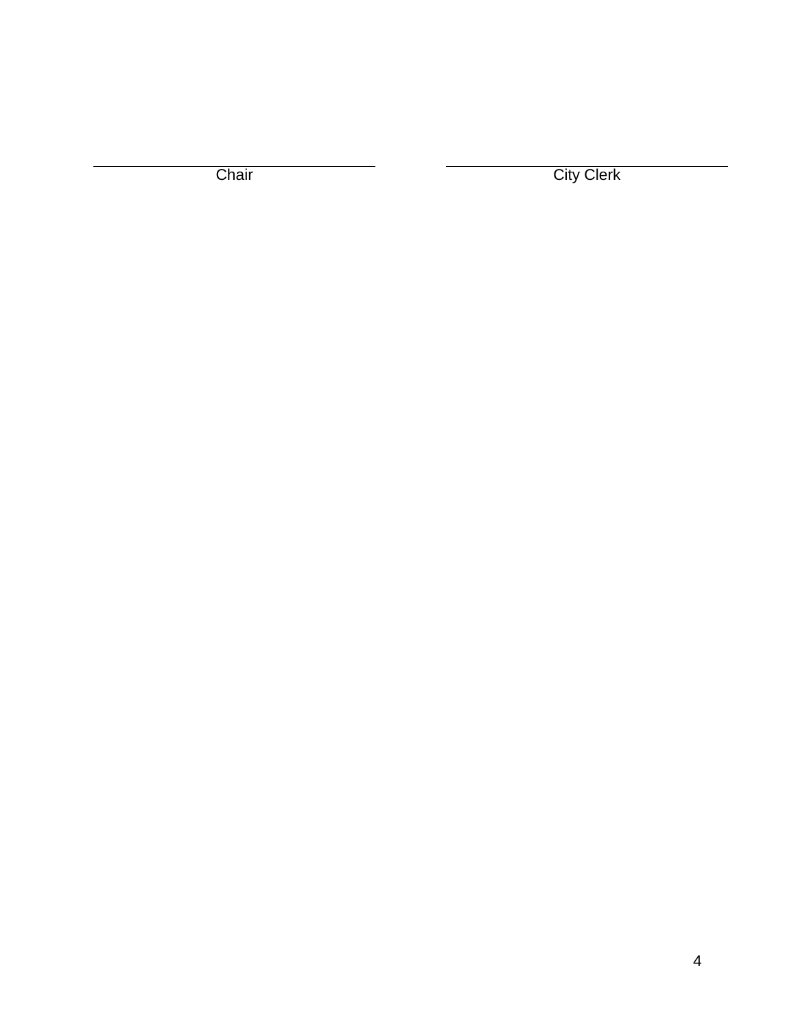| | |
|---|---|
| \_\_\_\_\_\_\_\_\_\_\_\_\_\_\_\_\_\_\_\_\_\_\_\_\_\_\_\_\_\_ | \_\_\_\_\_\_\_\_\_\_\_\_\_\_\_\_\_\_\_\_\_\_\_\_\_\_\_\_\_\_ |
| Chair | City Clerk |